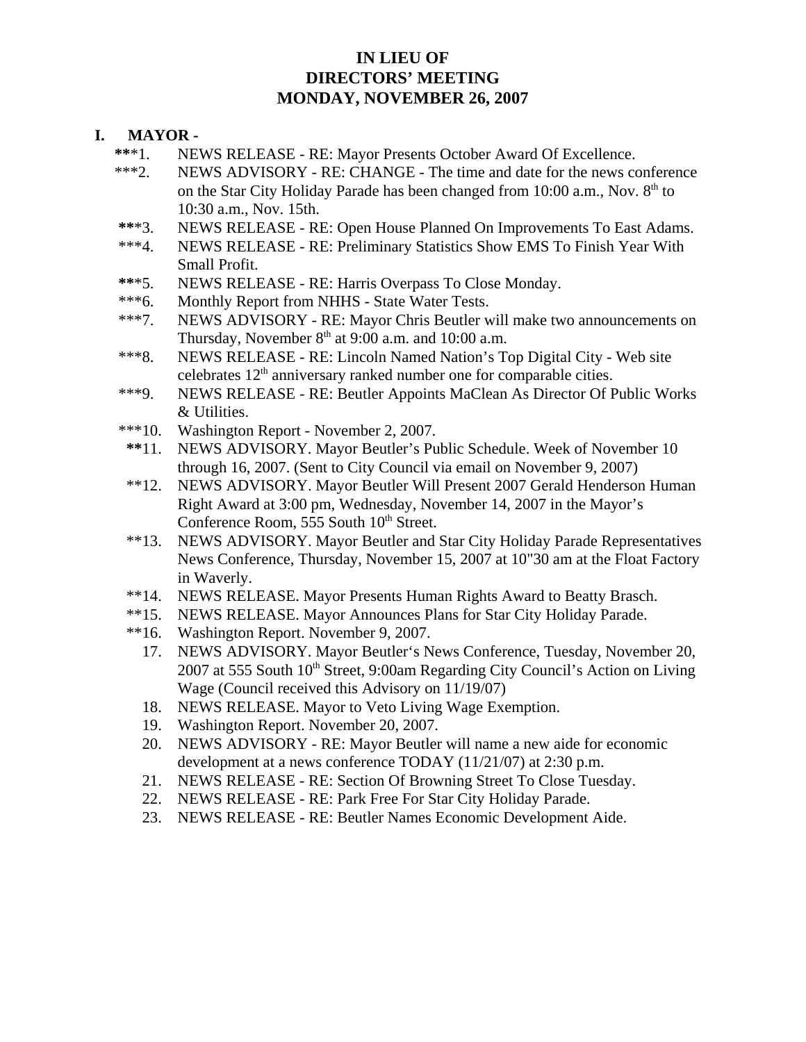# IN LIEU OF
# DIRECTORS' MEETING
# MONDAY, NOVEMBER 26, 2007

## I. MAYOR -

***1. NEWS RELEASE - RE: Mayor Presents October Award Of Excellence.

***2. NEWS ADVISORY - RE: CHANGE - The time and date for the news conference on the Star City Holiday Parade has been changed from 10:00 a.m., Nov. 8th to 10:30 a.m., Nov. 15th.

***3. NEWS RELEASE - RE: Open House Planned On Improvements To East Adams.

***4. NEWS RELEASE - RE: Preliminary Statistics Show EMS To Finish Year With Small Profit.

***5. NEWS RELEASE - RE: Harris Overpass To Close Monday.

***6. Monthly Report from NHHS - State Water Tests.

***7. NEWS ADVISORY - RE: Mayor Chris Beutler will make two announcements on Thursday, November 8th at 9:00 a.m. and 10:00 a.m.

***8. NEWS RELEASE - RE: Lincoln Named Nation's Top Digital City - Web site celebrates 12th anniversary ranked number one for comparable cities.

***9. NEWS RELEASE - RE: Beutler Appoints MaClean As Director Of Public Works & Utilities.

***10. Washington Report - November 2, 2007.

**11. NEWS ADVISORY. Mayor Beutler's Public Schedule. Week of November 10 through 16, 2007. (Sent to City Council via email on November 9, 2007)

**12. NEWS ADVISORY. Mayor Beutler Will Present 2007 Gerald Henderson Human Right Award at 3:00 pm, Wednesday, November 14, 2007 in the Mayor's Conference Room, 555 South 10th Street.

**13. NEWS ADVISORY. Mayor Beutler and Star City Holiday Parade Representatives News Conference, Thursday, November 15, 2007 at 10"30 am at the Float Factory in Waverly.

**14. NEWS RELEASE. Mayor Presents Human Rights Award to Beatty Brasch.

**15. NEWS RELEASE. Mayor Announces Plans for Star City Holiday Parade.

**16. Washington Report. November 9, 2007.

17. NEWS ADVISORY. Mayor Beutler's News Conference, Tuesday, November 20, 2007 at 555 South 10th Street, 9:00am Regarding City Council's Action on Living Wage (Council received this Advisory on 11/19/07)

18. NEWS RELEASE. Mayor to Veto Living Wage Exemption.

19. Washington Report. November 20, 2007.

20. NEWS ADVISORY - RE: Mayor Beutler will name a new aide for economic development at a news conference TODAY (11/21/07) at 2:30 p.m.

21. NEWS RELEASE - RE: Section Of Browning Street To Close Tuesday.

22. NEWS RELEASE - RE: Park Free For Star City Holiday Parade.

23. NEWS RELEASE - RE: Beutler Names Economic Development Aide.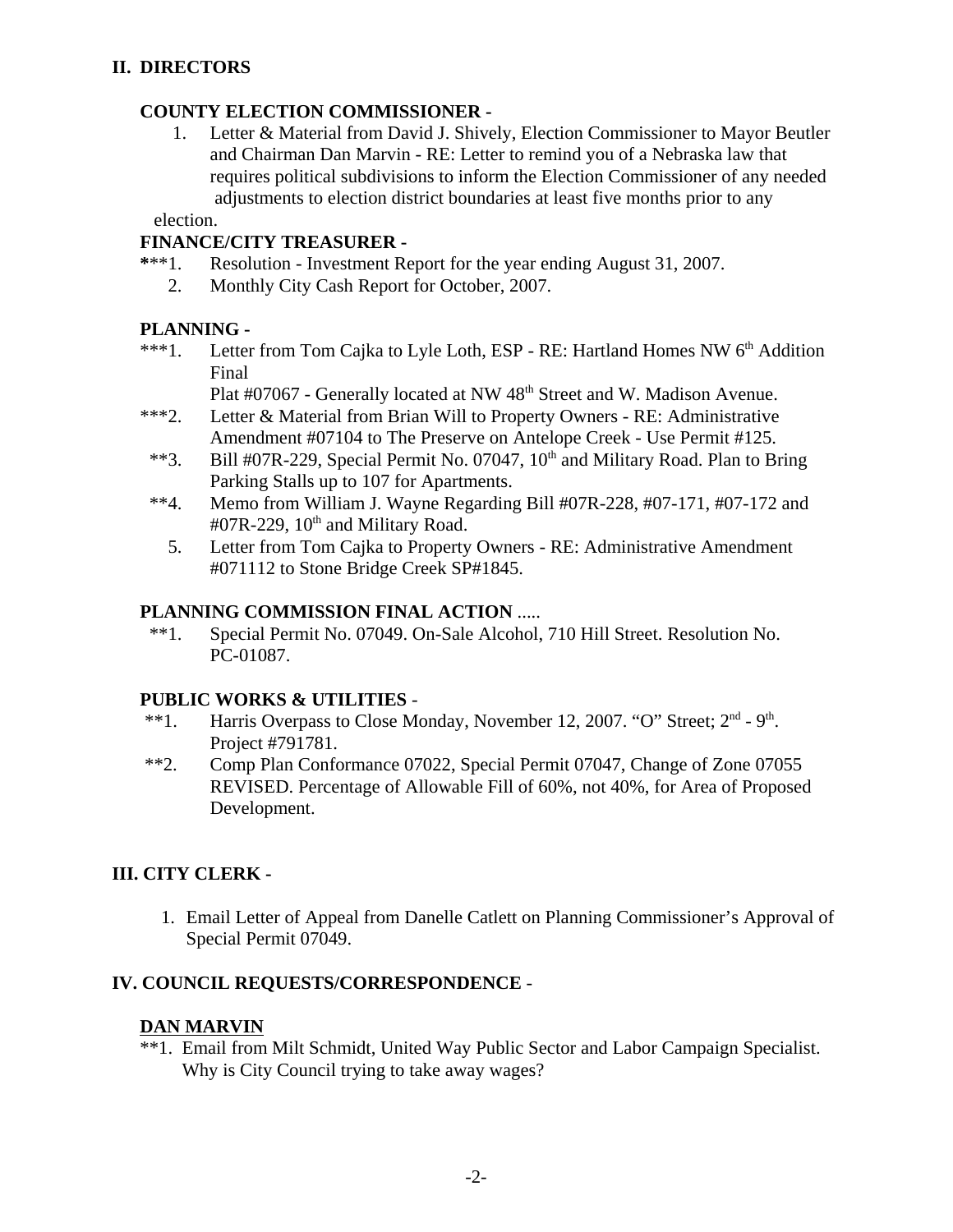## II. DIRECTORS

### COUNTY ELECTION COMMISSIONER -

1. Letter & Material from David J. Shively, Election Commissioner to Mayor Beutler and Chairman Dan Marvin - RE: Letter to remind you of a Nebraska law that requires political subdivisions to inform the Election Commissioner of any needed adjustments to election district boundaries at least five months prior to any election.

### FINANCE/CITY TREASURER -

***1. Resolution - Investment Report for the year ending August 31, 2007.

2. Monthly City Cash Report for October, 2007.

### PLANNING -

***1. Letter from Tom Cajka to Lyle Loth, ESP - RE: Hartland Homes NW 6th Addition Final Plat #07067 - Generally located at NW 48th Street and W. Madison Avenue.

***2. Letter & Material from Brian Will to Property Owners - RE: Administrative Amendment #07104 to The Preserve on Antelope Creek - Use Permit #125.

**3. Bill #07R-229, Special Permit No. 07047, 10th and Military Road. Plan to Bring Parking Stalls up to 107 for Apartments.

**4. Memo from William J. Wayne Regarding Bill #07R-228, #07-171, #07-172 and #07R-229, 10th and Military Road.

5. Letter from Tom Cajka to Property Owners - RE: Administrative Amendment #071112 to Stone Bridge Creek SP#1845.

### PLANNING COMMISSION FINAL ACTION .....

**1. Special Permit No. 07049. On-Sale Alcohol, 710 Hill Street. Resolution No. PC-01087.

### PUBLIC WORKS & UTILITIES -

**1. Harris Overpass to Close Monday, November 12, 2007. "O" Street; 2nd - 9th. Project #791781.

**2. Comp Plan Conformance 07022, Special Permit 07047, Change of Zone 07055 REVISED. Percentage of Allowable Fill of 60%, not 40%, for Area of Proposed Development.

## III. CITY CLERK -

1. Email Letter of Appeal from Danelle Catlett on Planning Commissioner's Approval of Special Permit 07049.

## IV. COUNCIL REQUESTS/CORRESPONDENCE -

### DAN MARVIN

**1. Email from Milt Schmidt, United Way Public Sector and Labor Campaign Specialist. Why is City Council trying to take away wages?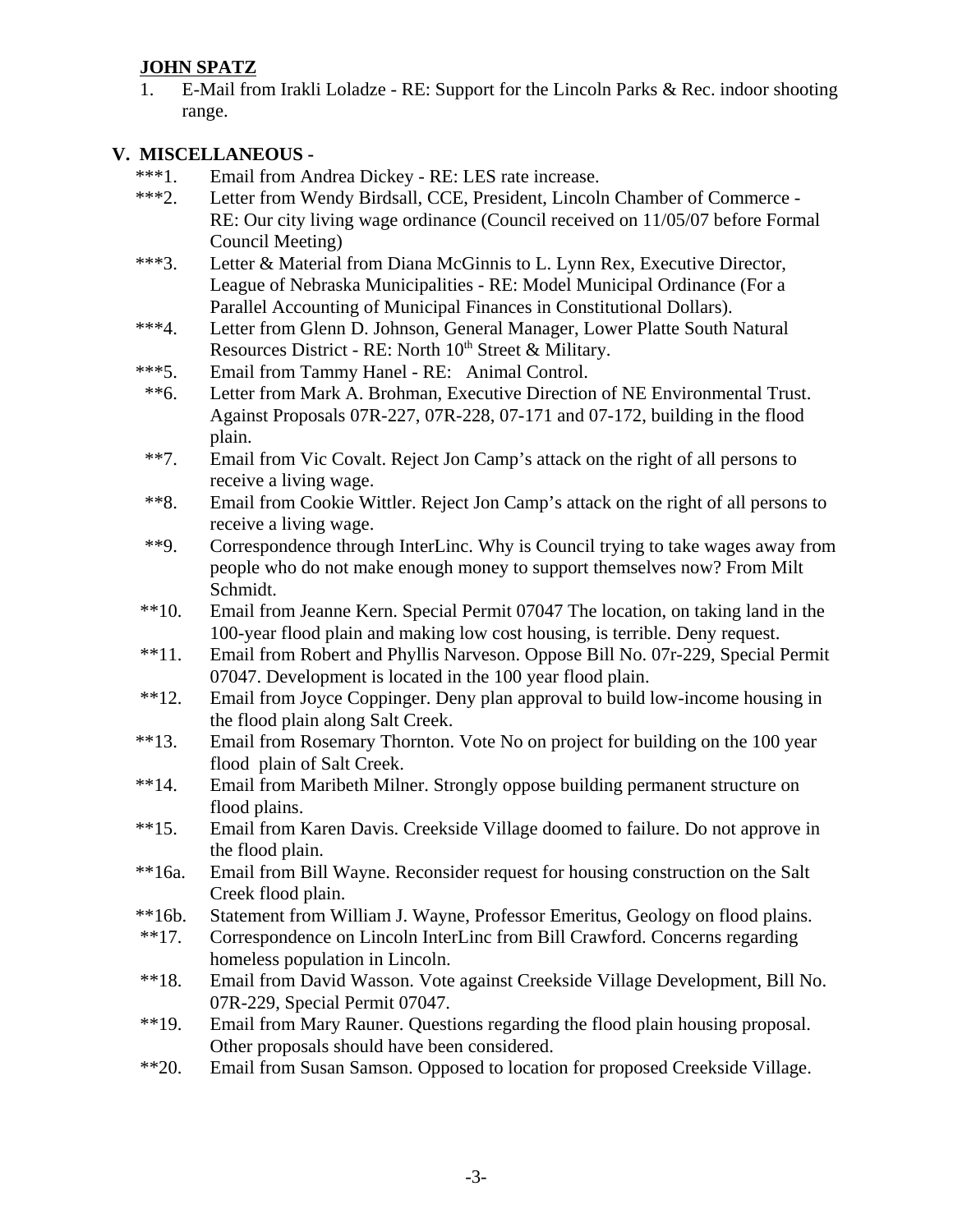**JOHN SPATZ**

1. E-Mail from Irakli Loladze - RE: Support for the Lincoln Parks & Rec. indoor shooting range.

## V. MISCELLANEOUS -

***1. Email from Andrea Dickey - RE: LES rate increase.

***2. Letter from Wendy Birdsall, CCE, President, Lincoln Chamber of Commerce - RE: Our city living wage ordinance (Council received on 11/05/07 before Formal Council Meeting)

***3. Letter & Material from Diana McGinnis to L. Lynn Rex, Executive Director, League of Nebraska Municipalities - RE: Model Municipal Ordinance (For a Parallel Accounting of Municipal Finances in Constitutional Dollars).

***4. Letter from Glenn D. Johnson, General Manager, Lower Platte South Natural Resources District - RE: North 10th Street & Military.

***5. Email from Tammy Hanel - RE: Animal Control.

**6. Letter from Mark A. Brohman, Executive Direction of NE Environmental Trust. Against Proposals 07R-227, 07R-228, 07-171 and 07-172, building in the flood plain.

**7. Email from Vic Covalt. Reject Jon Camp's attack on the right of all persons to receive a living wage.

**8. Email from Cookie Wittler. Reject Jon Camp's attack on the right of all persons to receive a living wage.

**9. Correspondence through InterLinc. Why is Council trying to take wages away from people who do not make enough money to support themselves now? From Milt Schmidt.

**10. Email from Jeanne Kern. Special Permit 07047 The location, on taking land in the 100-year flood plain and making low cost housing, is terrible. Deny request.

**11. Email from Robert and Phyllis Narveson. Oppose Bill No. 07r-229, Special Permit 07047. Development is located in the 100 year flood plain.

**12. Email from Joyce Coppinger. Deny plan approval to build low-income housing in the flood plain along Salt Creek.

**13. Email from Rosemary Thornton. Vote No on project for building on the 100 year flood plain of Salt Creek.

**14. Email from Maribeth Milner. Strongly oppose building permanent structure on flood plains.

**15. Email from Karen Davis. Creekside Village doomed to failure. Do not approve in the flood plain.

**16a. Email from Bill Wayne. Reconsider request for housing construction on the Salt Creek flood plain.

**16b. Statement from William J. Wayne, Professor Emeritus, Geology on flood plains.

**17. Correspondence on Lincoln InterLinc from Bill Crawford. Concerns regarding homeless population in Lincoln.

**18. Email from David Wasson. Vote against Creekside Village Development, Bill No. 07R-229, Special Permit 07047.

**19. Email from Mary Rauner. Questions regarding the flood plain housing proposal. Other proposals should have been considered.

**20. Email from Susan Samson. Opposed to location for proposed Creekside Village.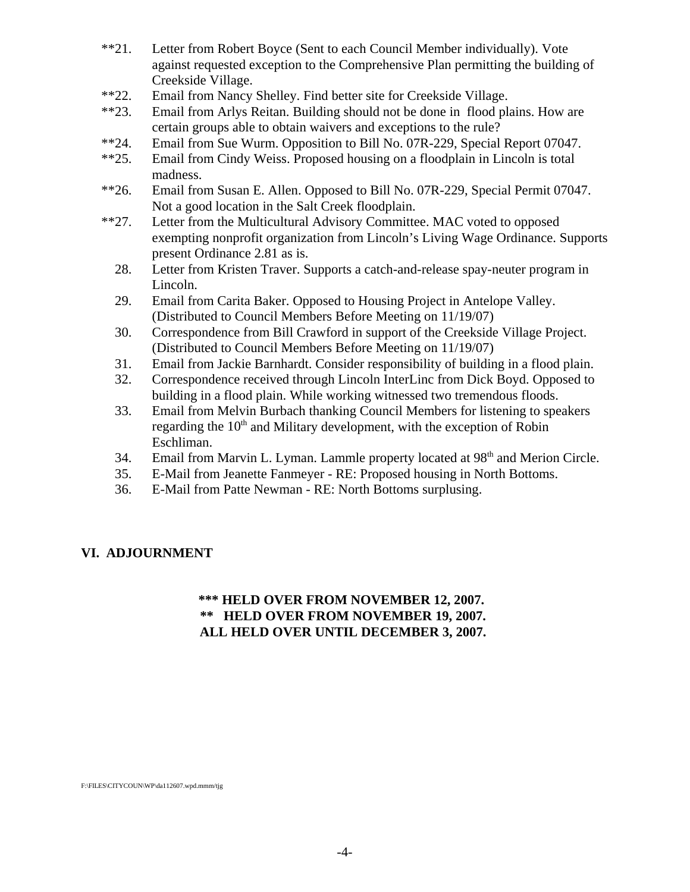**21. Letter from Robert Boyce (Sent to each Council Member individually). Vote against requested exception to the Comprehensive Plan permitting the building of Creekside Village.

**22. Email from Nancy Shelley. Find better site for Creekside Village.

**23. Email from Arlys Reitan. Building should not be done in flood plains. How are certain groups able to obtain waivers and exceptions to the rule?

**24. Email from Sue Wurm. Opposition to Bill No. 07R-229, Special Report 07047.

**25. Email from Cindy Weiss. Proposed housing on a floodplain in Lincoln is total madness.

**26. Email from Susan E. Allen. Opposed to Bill No. 07R-229, Special Permit 07047. Not a good location in the Salt Creek floodplain.

**27. Letter from the Multicultural Advisory Committee. MAC voted to opposed exempting nonprofit organization from Lincoln's Living Wage Ordinance. Supports present Ordinance 2.81 as is.

28. Letter from Kristen Traver. Supports a catch-and-release spay-neuter program in Lincoln.

29. Email from Carita Baker. Opposed to Housing Project in Antelope Valley. (Distributed to Council Members Before Meeting on 11/19/07)

30. Correspondence from Bill Crawford in support of the Creekside Village Project. (Distributed to Council Members Before Meeting on 11/19/07)

31. Email from Jackie Barnhardt. Consider responsibility of building in a flood plain.

32. Correspondence received through Lincoln InterLinc from Dick Boyd. Opposed to building in a flood plain. While working witnessed two tremendous floods.

33. Email from Melvin Burbach thanking Council Members for listening to speakers regarding the 10th and Military development, with the exception of Robin Eschliman.

34. Email from Marvin L. Lyman. Lammle property located at 98th and Merion Circle.

35. E-Mail from Jeanette Fanmeyer - RE: Proposed housing in North Bottoms.

36. E-Mail from Patte Newman - RE: North Bottoms surplusing.

## VI. ADJOURNMENT

**\*\*\* HELD OVER FROM NOVEMBER 12, 2007.**
**\*\* HELD OVER FROM NOVEMBER 19, 2007.**
**ALL HELD OVER UNTIL DECEMBER 3, 2007.**

F:\FILES\CITYCOUN\WP\da112607.wpd.mmm/tjg